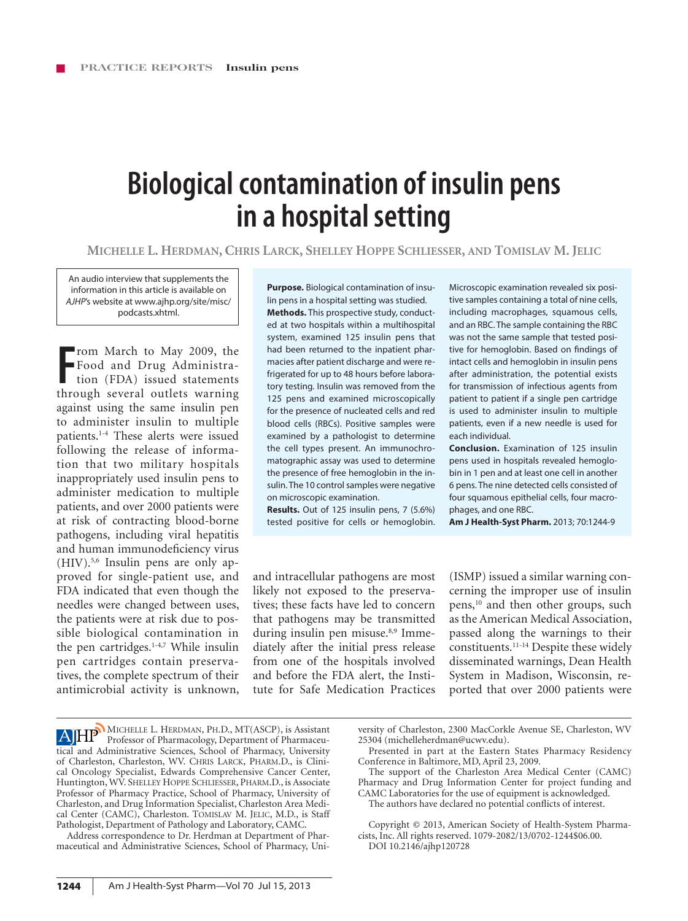# Biological contamination of insulin pens in a hospital setting

**Michelle L. Herdman, Chris Larck, Shelley Hoppe Schliesser, and Tomislav M. Jelic**

An audio interview that supplements the information in this article is available on *AJHP*'s website at www.ajhp.org/site/misc/podcasts.xhtml.

**Purpose.** Biological contamination of insulin pens in a hospital setting was studied.

**Methods.** This prospective study, conducted at two hospitals within a multihospital system, examined 125 insulin pens that had been returned to the inpatient pharmacies after patient discharge and were refrigerated for up to 48 hours before laboratory testing. Insulin was removed from the 125 pens and examined microscopically for the presence of nucleated cells and red blood cells (RBCs). Positive samples were examined by a pathologist to determine the cell types present. An immunochromatographic assay was used to determine the presence of free hemoglobin in the insulin. The 10 control samples were negative on microscopic examination.

**Results.** Out of 125 insulin pens, 7 (5.6%) tested positive for cells or hemoglobin. Microscopic examination revealed six positive samples containing a total of nine cells, including macrophages, squamous cells, and an RBC. The sample containing the RBC was not the same sample that tested positive for hemoglobin. Based on findings of intact cells and hemoglobin in insulin pens after administration, the potential exists for transmission of infectious agents from patient to patient if a single pen cartridge is used to administer insulin to multiple patients, even if a new needle is used for each individual.

**Conclusion.** Examination of 125 insulin pens used in hospitals revealed hemoglobin in 1 pen and at least one cell in another 6 pens. The nine detected cells consisted of four squamous epithelial cells, four macrophages, and one RBC.

**Am J Health-Syst Pharm.** 2013; 70:1244-9

From March to May 2009, the Food and Drug Administration (FDA) issued statements through several outlets warning against using the same insulin pen to administer insulin to multiple patients.[1-4] These alerts were issued following the release of information that two military hospitals inappropriately used insulin pens to administer medication to multiple patients, and over 2000 patients were at risk of contracting blood-borne pathogens, including viral hepatitis and human immunodeficiency virus (HIV).[5,6] Insulin pens are only approved for single-patient use, and FDA indicated that even though the needles were changed between uses, the patients were at risk due to possible biological contamination in the pen cartridges.[1-4,7] While insulin pen cartridges contain preservatives, the complete spectrum of their antimicrobial activity is unknown, and intracellular pathogens are most likely not exposed to the preservatives; these facts have led to concern that pathogens may be transmitted during insulin pen misuse.[8,9] Immediately after the initial press release from one of the hospitals involved and before the FDA alert, the Institute for Safe Medication Practices (ISMP) issued a similar warning concerning the improper use of insulin pens,[10] and then other groups, such as the American Medical Association, passed along the warnings to their constituents.[11-14] Despite these widely disseminated warnings, Dean Health System in Madison, Wisconsin, reported that over 2000 patients were

---

Michelle L. Herdman, Ph.D., MT(ASCP), is Assistant Professor of Pharmacology, Department of Pharmaceutical and Administrative Sciences, School of Pharmacy, University of Charleston, Charleston, WV. Chris Larck, Pharm.D., is Clinical Oncology Specialist, Edwards Comprehensive Cancer Center, Huntington, WV. Shelley Hoppe Schliesser, Pharm.D., is Associate Professor of Pharmacy Practice, School of Pharmacy, University of Charleston, and Drug Information Specialist, Charleston Area Medical Center (CAMC), Charleston. Tomislav M. Jelic, M.D., is Staff Pathologist, Department of Pathology and Laboratory, CAMC.

Address correspondence to Dr. Herdman at Department of Pharmaceutical and Administrative Sciences, School of Pharmacy, University of Charleston, 2300 MacCorkle Avenue SE, Charleston, WV 25304 (michelleherdman@ucwv.edu).

Presented in part at the Eastern States Pharmacy Residency Conference in Baltimore, MD, April 23, 2009.

The support of the Charleston Area Medical Center (CAMC) Pharmacy and Drug Information Center for project funding and CAMC Laboratories for the use of equipment is acknowledged.

The authors have declared no potential conflicts of interest.

Copyright © 2013, American Society of Health-System Pharmacists, Inc. All rights reserved. 1079-2082/13/0702-1244$06.00.

DOI 10.2146/ajhp120728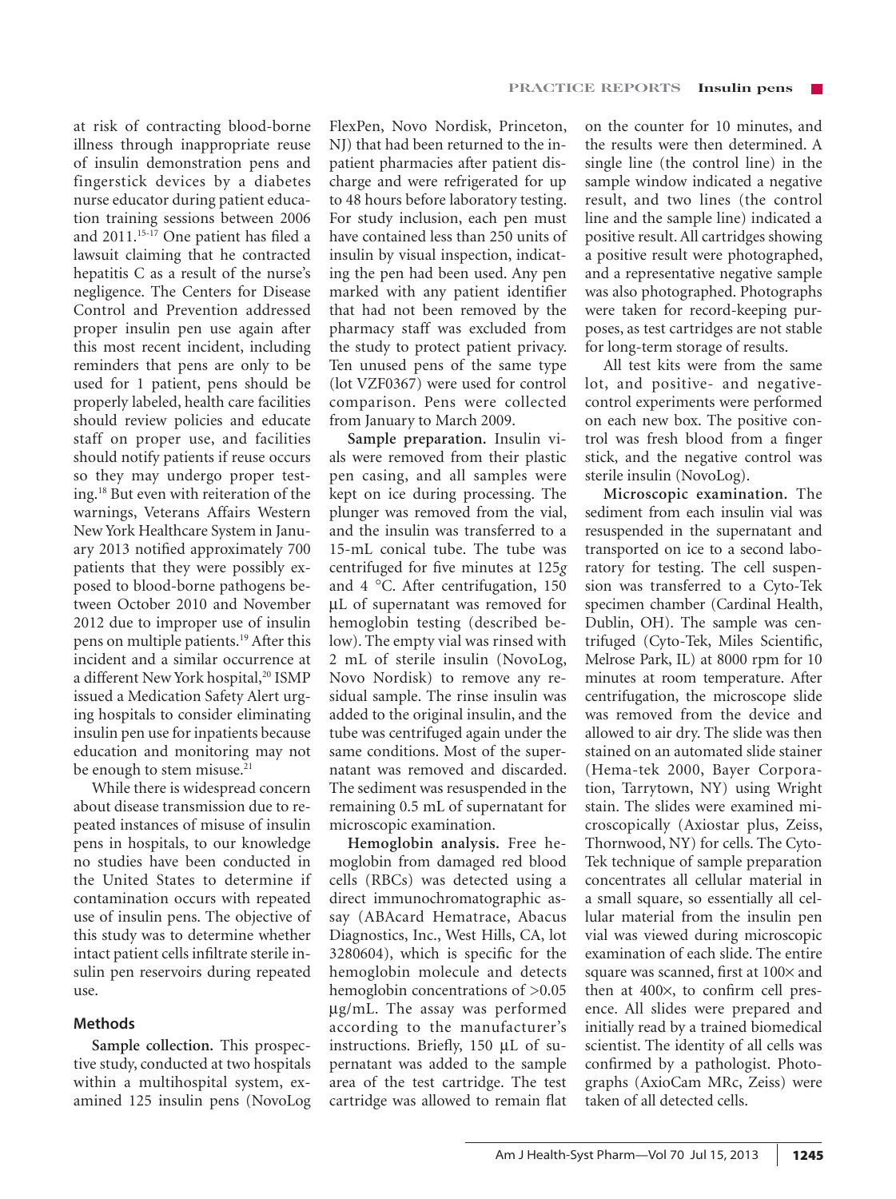at risk of contracting blood-borne illness through inappropriate reuse of insulin demonstration pens and fingerstick devices by a diabetes nurse educator during patient education training sessions between 2006 and 2011.[15-17] One patient has filed a lawsuit claiming that he contracted hepatitis C as a result of the nurse's negligence. The Centers for Disease Control and Prevention addressed proper insulin pen use again after this most recent incident, including reminders that pens are only to be used for 1 patient, pens should be properly labeled, health care facilities should review policies and educate staff on proper use, and facilities should notify patients if reuse occurs so they may undergo proper testing.[18] But even with reiteration of the warnings, Veterans Affairs Western New York Healthcare System in January 2013 notified approximately 700 patients that they were possibly exposed to blood-borne pathogens between October 2010 and November 2012 due to improper use of insulin pens on multiple patients.[19] After this incident and a similar occurrence at a different New York hospital,[20] ISMP issued a Medication Safety Alert urging hospitals to consider eliminating insulin pen use for inpatients because education and monitoring may not be enough to stem misuse.[21]

While there is widespread concern about disease transmission due to repeated instances of misuse of insulin pens in hospitals, to our knowledge no studies have been conducted in the United States to determine if contamination occurs with repeated use of insulin pens. The objective of this study was to determine whether intact patient cells infiltrate sterile insulin pen reservoirs during repeated use.

## Methods

**Sample collection.** This prospective study, conducted at two hospitals within a multihospital system, examined 125 insulin pens (NovoLog FlexPen, Novo Nordisk, Princeton, NJ) that had been returned to the inpatient pharmacies after patient discharge and were refrigerated for up to 48 hours before laboratory testing. For study inclusion, each pen must have contained less than 250 units of insulin by visual inspection, indicating the pen had been used. Any pen marked with any patient identifier that had not been removed by the pharmacy staff was excluded from the study to protect patient privacy. Ten unused pens of the same type (lot VZF0367) were used for control comparison. Pens were collected from January to March 2009.

**Sample preparation.** Insulin vials were removed from their plastic pen casing, and all samples were kept on ice during processing. The plunger was removed from the vial, and the insulin was transferred to a 15-mL conical tube. The tube was centrifuged for five minutes at 125*g* and 4 °C. After centrifugation, 150 μL of supernatant was removed for hemoglobin testing (described below). The empty vial was rinsed with 2 mL of sterile insulin (NovoLog, Novo Nordisk) to remove any residual sample. The rinse insulin was added to the original insulin, and the tube was centrifuged again under the same conditions. Most of the supernatant was removed and discarded. The sediment was resuspended in the remaining 0.5 mL of supernatant for microscopic examination.

**Hemoglobin analysis.** Free hemoglobin from damaged red blood cells (RBCs) was detected using a direct immunochromatographic assay (ABAcard Hematrace, Abacus Diagnostics, Inc., West Hills, CA, lot 3280604), which is specific for the hemoglobin molecule and detects hemoglobin concentrations of >0.05 μg/mL. The assay was performed according to the manufacturer's instructions. Briefly, 150 μL of supernatant was added to the sample area of the test cartridge. The test cartridge was allowed to remain flat on the counter for 10 minutes, and the results were then determined. A single line (the control line) in the sample window indicated a negative result, and two lines (the control line and the sample line) indicated a positive result. All cartridges showing a positive result were photographed, and a representative negative sample was also photographed. Photographs were taken for record-keeping purposes, as test cartridges are not stable for long-term storage of results.

All test kits were from the same lot, and positive- and negative-control experiments were performed on each new box. The positive control was fresh blood from a finger stick, and the negative control was sterile insulin (NovoLog).

**Microscopic examination.** The sediment from each insulin vial was resuspended in the supernatant and transported on ice to a second laboratory for testing. The cell suspension was transferred to a Cyto-Tek specimen chamber (Cardinal Health, Dublin, OH). The sample was centrifuged (Cyto-Tek, Miles Scientific, Melrose Park, IL) at 8000 rpm for 10 minutes at room temperature. After centrifugation, the microscope slide was removed from the device and allowed to air dry. The slide was then stained on an automated slide stainer (Hema-tek 2000, Bayer Corporation, Tarrytown, NY) using Wright stain. The slides were examined microscopically (Axiostar plus, Zeiss, Thornwood, NY) for cells. The Cyto-Tek technique of sample preparation concentrates all cellular material in a small square, so essentially all cellular material from the insulin pen vial was viewed during microscopic examination of each slide. The entire square was scanned, first at 100× and then at 400×, to confirm cell presence. All slides were prepared and initially read by a trained biomedical scientist. The identity of all cells was confirmed by a pathologist. Photographs (AxioCam MRc, Zeiss) were taken of all detected cells.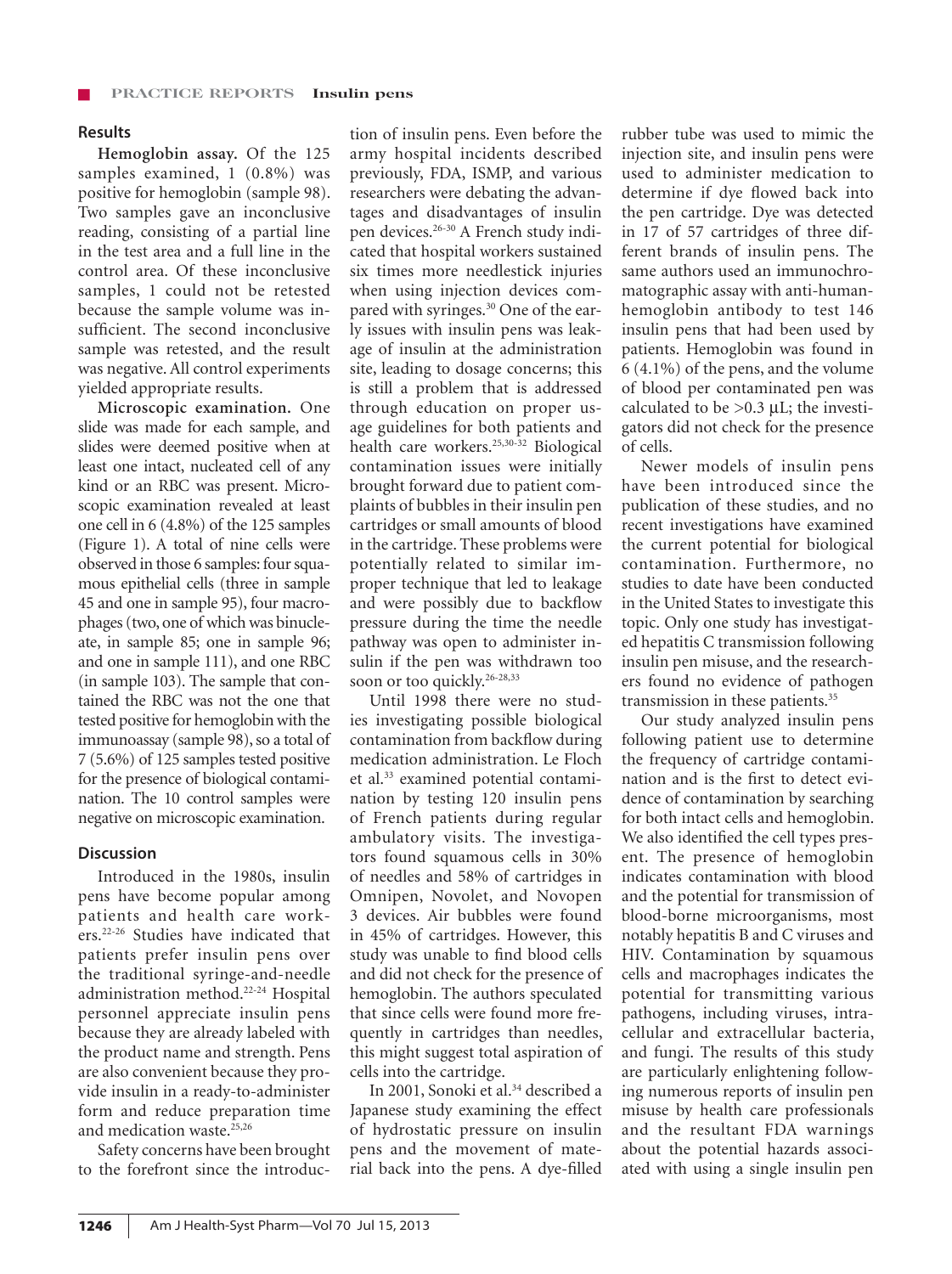## Results

**Hemoglobin assay.** Of the 125 samples examined, 1 (0.8%) was positive for hemoglobin (sample 98). Two samples gave an inconclusive reading, consisting of a partial line in the test area and a full line in the control area. Of these inconclusive samples, 1 could not be retested because the sample volume was insufficient. The second inconclusive sample was retested, and the result was negative. All control experiments yielded appropriate results.

**Microscopic examination.** One slide was made for each sample, and slides were deemed positive when at least one intact, nucleated cell of any kind or an RBC was present. Microscopic examination revealed at least one cell in 6 (4.8%) of the 125 samples (Figure 1). A total of nine cells were observed in those 6 samples: four squamous epithelial cells (three in sample 45 and one in sample 95), four macrophages (two, one of which was binucleate, in sample 85; one in sample 96; and one in sample 111), and one RBC (in sample 103). The sample that contained the RBC was not the one that tested positive for hemoglobin with the immunoassay (sample 98), so a total of 7 (5.6%) of 125 samples tested positive for the presence of biological contamination. The 10 control samples were negative on microscopic examination.

## Discussion

Introduced in the 1980s, insulin pens have become popular among patients and health care workers.[22-26] Studies have indicated that patients prefer insulin pens over the traditional syringe-and-needle administration method.[22-24] Hospital personnel appreciate insulin pens because they are already labeled with the product name and strength. Pens are also convenient because they provide insulin in a ready-to-administer form and reduce preparation time and medication waste.[25,26]

Safety concerns have been brought to the forefront since the introduction of insulin pens. Even before the army hospital incidents described previously, FDA, ISMP, and various researchers were debating the advantages and disadvantages of insulin pen devices.[26-30] A French study indicated that hospital workers sustained six times more needlestick injuries when using injection devices compared with syringes.[30] One of the early issues with insulin pens was leakage of insulin at the administration site, leading to dosage concerns; this is still a problem that is addressed through education on proper usage guidelines for both patients and health care workers.[25,30-32] Biological contamination issues were initially brought forward due to patient complaints of bubbles in their insulin pen cartridges or small amounts of blood in the cartridge. These problems were potentially related to similar improper technique that led to leakage and were possibly due to backflow pressure during the time the needle pathway was open to administer insulin if the pen was withdrawn too soon or too quickly.[26-28,33]

Until 1998 there were no studies investigating possible biological contamination from backflow during medication administration. Le Floch et al.[33] examined potential contamination by testing 120 insulin pens of French patients during regular ambulatory visits. The investigators found squamous cells in 30% of needles and 58% of cartridges in Omnipen, Novolet, and Novopen 3 devices. Air bubbles were found in 45% of cartridges. However, this study was unable to find blood cells and did not check for the presence of hemoglobin. The authors speculated that since cells were found more frequently in cartridges than needles, this might suggest total aspiration of cells into the cartridge.

In 2001, Sonoki et al.[34] described a Japanese study examining the effect of hydrostatic pressure on insulin pens and the movement of material back into the pens. A dye-filled rubber tube was used to mimic the injection site, and insulin pens were used to administer medication to determine if dye flowed back into the pen cartridge. Dye was detected in 17 of 57 cartridges of three different brands of insulin pens. The same authors used an immunochromatographic assay with anti-human-hemoglobin antibody to test 146 insulin pens that had been used by patients. Hemoglobin was found in 6 (4.1%) of the pens, and the volume of blood per contaminated pen was calculated to be >0.3 μL; the investigators did not check for the presence of cells.

Newer models of insulin pens have been introduced since the publication of these studies, and no recent investigations have examined the current potential for biological contamination. Furthermore, no studies to date have been conducted in the United States to investigate this topic. Only one study has investigated hepatitis C transmission following insulin pen misuse, and the researchers found no evidence of pathogen transmission in these patients.[35]

Our study analyzed insulin pens following patient use to determine the frequency of cartridge contamination and is the first to detect evidence of contamination by searching for both intact cells and hemoglobin. We also identified the cell types present. The presence of hemoglobin indicates contamination with blood and the potential for transmission of blood-borne microorganisms, most notably hepatitis B and C viruses and HIV. Contamination by squamous cells and macrophages indicates the potential for transmitting various pathogens, including viruses, intracellular and extracellular bacteria, and fungi. The results of this study are particularly enlightening following numerous reports of insulin pen misuse by health care professionals and the resultant FDA warnings about the potential hazards associated with using a single insulin pen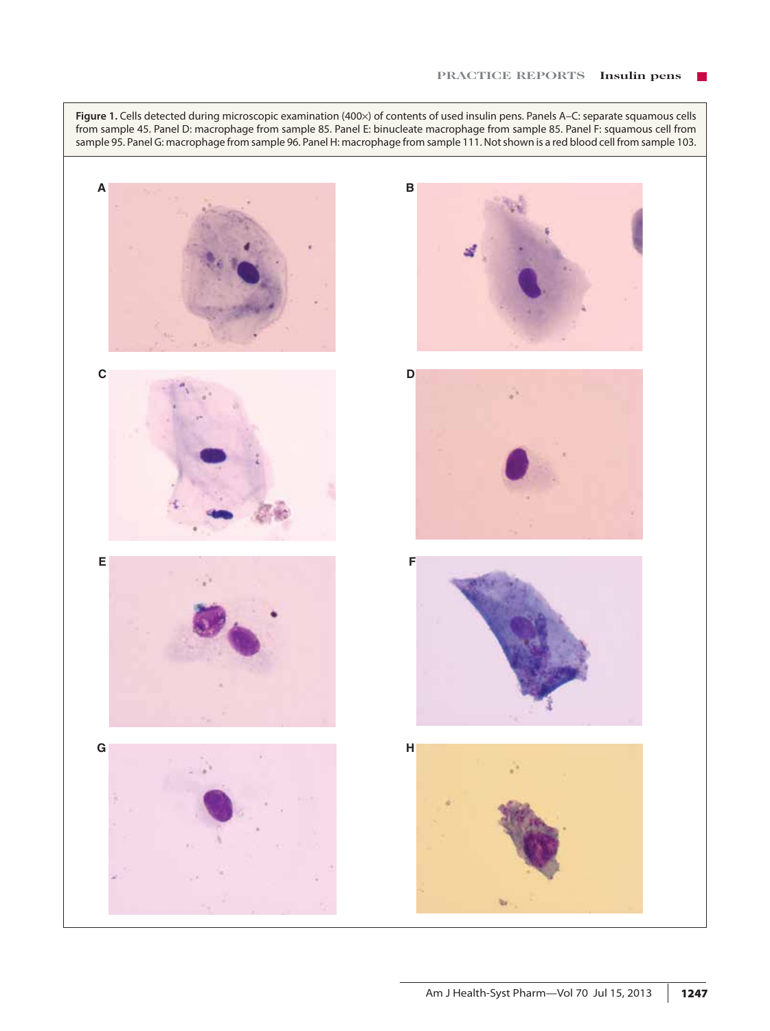**Figure 1.** Cells detected during microscopic examination (400×) of contents of used insulin pens. Panels A–C: separate squamous cells from sample 45. Panel D: macrophage from sample 85. Panel E: binucleate macrophage from sample 85. Panel F: squamous cell from sample 95. Panel G: macrophage from sample 96. Panel H: macrophage from sample 111. Not shown is a red blood cell from sample 103.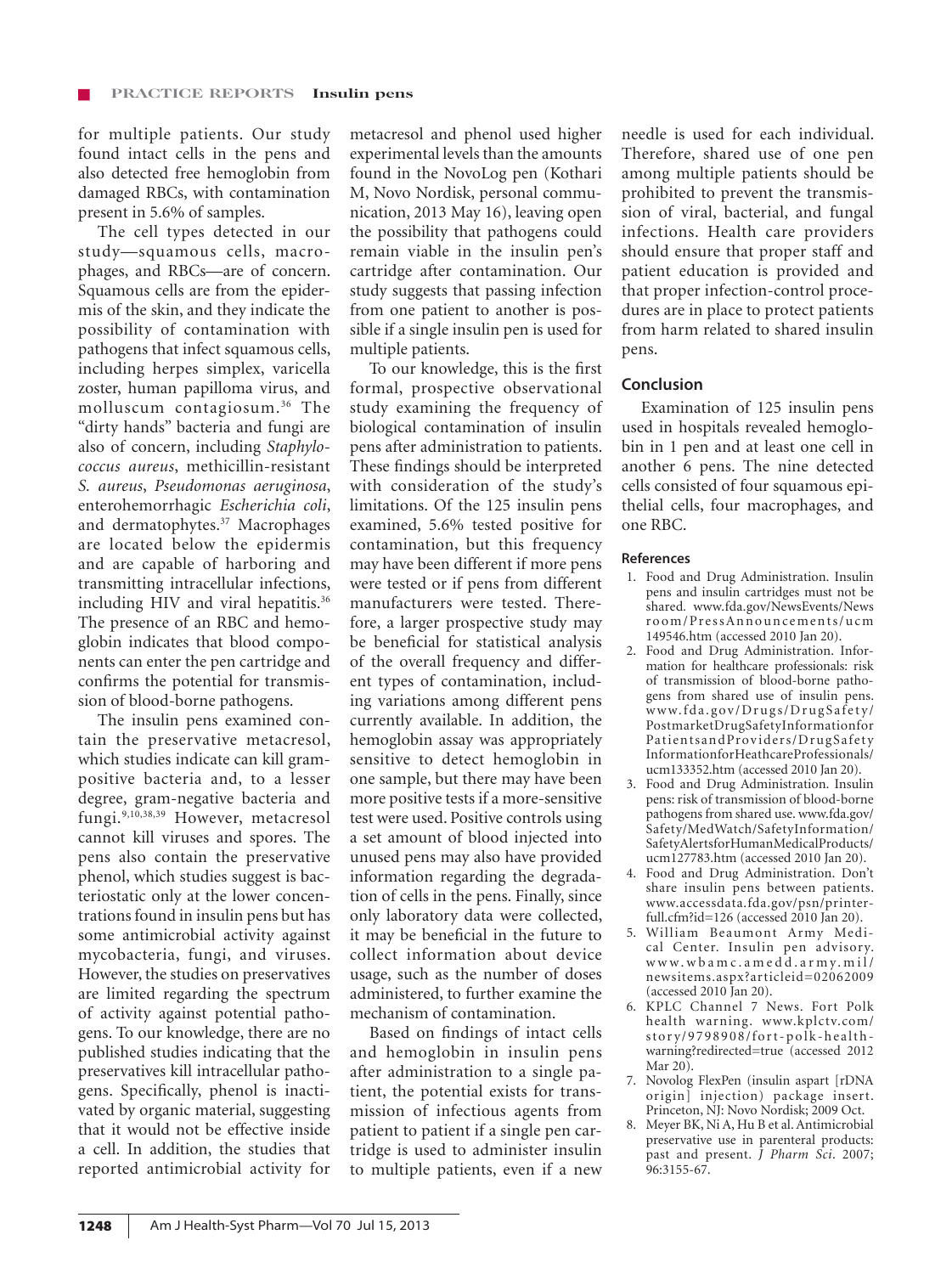for multiple patients. Our study found intact cells in the pens and also detected free hemoglobin from damaged RBCs, with contamination present in 5.6% of samples.

The cell types detected in our study—squamous cells, macrophages, and RBCs—are of concern. Squamous cells are from the epidermis of the skin, and they indicate the possibility of contamination with pathogens that infect squamous cells, including herpes simplex, varicella zoster, human papilloma virus, and molluscum contagiosum.[36] The "dirty hands" bacteria and fungi are also of concern, including *Staphylococcus aureus*, methicillin-resistant *S. aureus*, *Pseudomonas aeruginosa*, enterohemorrhagic *Escherichia coli*, and dermatophytes.[37] Macrophages are located below the epidermis and are capable of harboring and transmitting intracellular infections, including HIV and viral hepatitis.[36] The presence of an RBC and hemoglobin indicates that blood components can enter the pen cartridge and confirms the potential for transmission of blood-borne pathogens.

The insulin pens examined contain the preservative metacresol, which studies indicate can kill gram-positive bacteria and, to a lesser degree, gram-negative bacteria and fungi.[9,10,38,39] However, metacresol cannot kill viruses and spores. The pens also contain the preservative phenol, which studies suggest is bacteriostatic only at the lower concentrations found in insulin pens but has some antimicrobial activity against mycobacteria, fungi, and viruses. However, the studies on preservatives are limited regarding the spectrum of activity against potential pathogens. To our knowledge, there are no published studies indicating that the preservatives kill intracellular pathogens. Specifically, phenol is inactivated by organic material, suggesting that it would not be effective inside a cell. In addition, the studies that reported antimicrobial activity for metacresol and phenol used higher experimental levels than the amounts found in the NovoLog pen (Kothari M, Novo Nordisk, personal communication, 2013 May 16), leaving open the possibility that pathogens could remain viable in the insulin pen's cartridge after contamination. Our study suggests that passing infection from one patient to another is possible if a single insulin pen is used for multiple patients.

To our knowledge, this is the first formal, prospective observational study examining the frequency of biological contamination of insulin pens after administration to patients. These findings should be interpreted with consideration of the study's limitations. Of the 125 insulin pens examined, 5.6% tested positive for contamination, but this frequency may have been different if more pens were tested or if pens from different manufacturers were tested. Therefore, a larger prospective study may be beneficial for statistical analysis of the overall frequency and different types of contamination, including variations among different pens currently available. In addition, the hemoglobin assay was appropriately sensitive to detect hemoglobin in one sample, but there may have been more positive tests if a more-sensitive test were used. Positive controls using a set amount of blood injected into unused pens may also have provided information regarding the degradation of cells in the pens. Finally, since only laboratory data were collected, it may be beneficial in the future to collect information about device usage, such as the number of doses administered, to further examine the mechanism of contamination.

Based on findings of intact cells and hemoglobin in insulin pens after administration to a single patient, the potential exists for transmission of infectious agents from patient to patient if a single pen cartridge is used to administer insulin to multiple patients, even if a new needle is used for each individual. Therefore, shared use of one pen among multiple patients should be prohibited to prevent the transmission of viral, bacterial, and fungal infections. Health care providers should ensure that proper staff and patient education is provided and that proper infection-control procedures are in place to protect patients from harm related to shared insulin pens.

## Conclusion

Examination of 125 insulin pens used in hospitals revealed hemoglobin in 1 pen and at least one cell in another 6 pens. The nine detected cells consisted of four squamous epithelial cells, four macrophages, and one RBC.

### References

1. Food and Drug Administration. Insulin pens and insulin cartridges must not be shared. www.fda.gov/NewsEvents/Newsroom/PressAnnouncements/ucm149546.htm (accessed 2010 Jan 20).
2. Food and Drug Administration. Information for healthcare professionals: risk of transmission of blood-borne pathogens from shared use of insulin pens. www.fda.gov/Drugs/DrugSafety/PostmarketDrugSafetyInformationforPatientsandProviders/DrugSafetyInformationforHeathcareProfessionals/ucm133352.htm (accessed 2010 Jan 20).
3. Food and Drug Administration. Insulin pens: risk of transmission of blood-borne pathogens from shared use. www.fda.gov/Safety/MedWatch/SafetyInformation/SafetyAlertsforHumanMedicalProducts/ucm127783.htm (accessed 2010 Jan 20).
4. Food and Drug Administration. Don't share insulin pens between patients. www.accessdata.fda.gov/psn/printer-full.cfm?id=126 (accessed 2010 Jan 20).
5. William Beaumont Army Medical Center. Insulin pen advisory. www.wbamc.amedd.army.mil/newsitems.aspx?articleid=02062009 (accessed 2010 Jan 20).
6. KPLC Channel 7 News. Fort Polk health warning. www.kplctv.com/story/9798908/fort-polk-health-warning?redirected=true (accessed 2012 Mar 20).
7. Novolog FlexPen (insulin aspart [rDNA origin] injection) package insert. Princeton, NJ: Novo Nordisk; 2009 Oct.
8. Meyer BK, Ni A, Hu B et al. Antimicrobial preservative use in parenteral products: past and present. *J Pharm Sci*. 2007; 96:3155-67.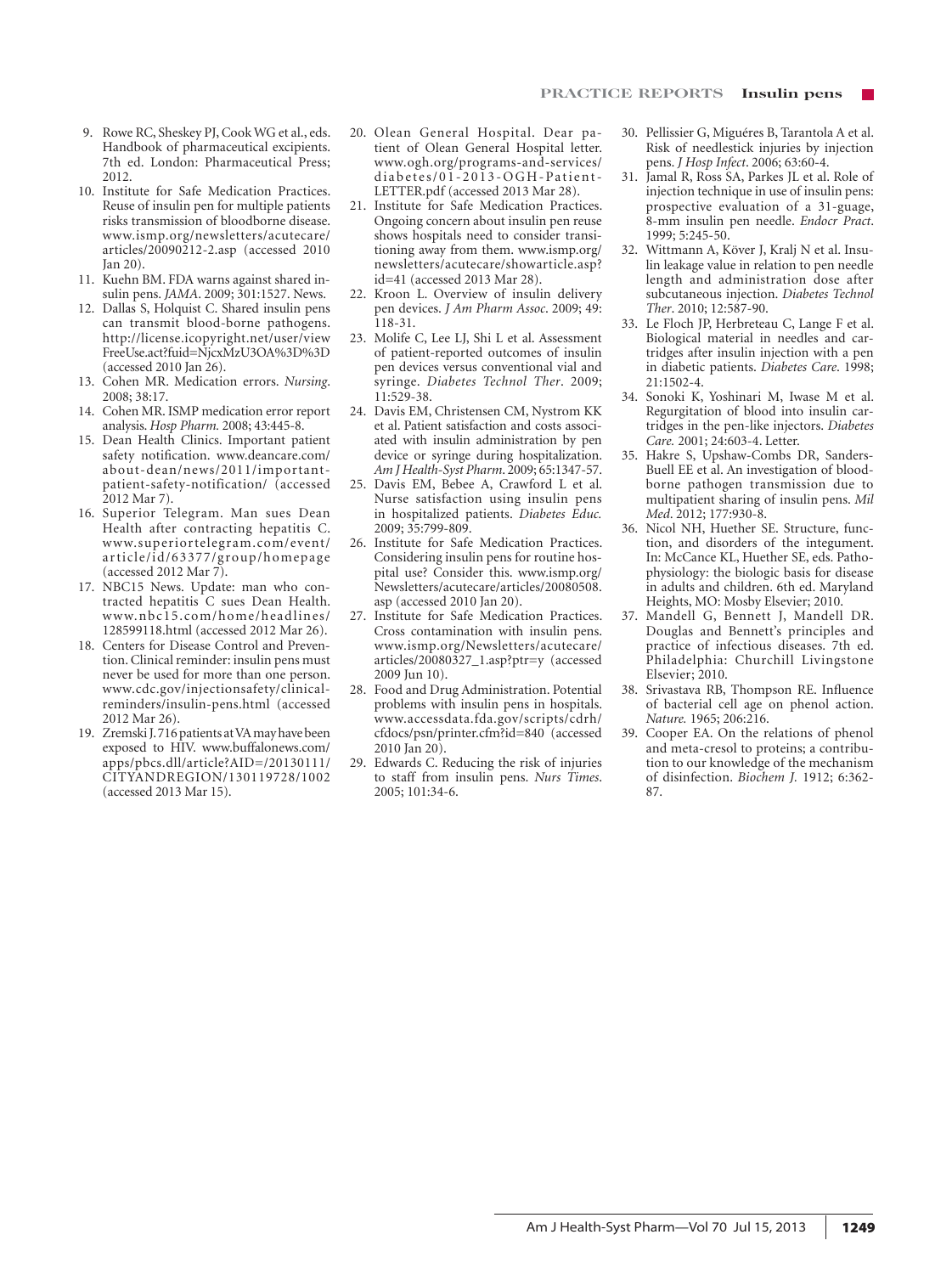9. Rowe RC, Sheskey PJ, Cook WG et al., eds. Handbook of pharmaceutical excipients. 7th ed. London: Pharmaceutical Press; 2012.
10. Institute for Safe Medication Practices. Reuse of insulin pen for multiple patients risks transmission of bloodborne disease. www.ismp.org/newsletters/acutecare/articles/20090212-2.asp (accessed 2010 Jan 20).
11. Kuehn BM. FDA warns against shared insulin pens. *JAMA*. 2009; 301:1527. News.
12. Dallas S, Holquist C. Shared insulin pens can transmit blood-borne pathogens. http://license.icopyright.net/user/viewFreeUse.act?fuid=NjcxMzU3OA%3D%3D (accessed 2010 Jan 26).
13. Cohen MR. Medication errors. *Nursing*. 2008; 38:17.
14. Cohen MR. ISMP medication error report analysis. *Hosp Pharm.* 2008; 43:445-8.
15. Dean Health Clinics. Important patient safety notification. www.deancare.com/about-dean/news/2011/important-patient-safety-notification/ (accessed 2012 Mar 7).
16. Superior Telegram. Man sues Dean Health after contracting hepatitis C. www.superiortelegram.com/event/article/id/63377/group/homepage (accessed 2012 Mar 7).
17. NBC15 News. Update: man who contracted hepatitis C sues Dean Health. www.nbc15.com/home/headlines/128599118.html (accessed 2012 Mar 26).
18. Centers for Disease Control and Prevention. Clinical reminder: insulin pens must never be used for more than one person. www.cdc.gov/injectionsafety/clinical-reminders/insulin-pens.html (accessed 2012 Mar 26).
19. Zremski J. 716 patients at VA may have been exposed to HIV. www.buffalonews.com/apps/pbcs.dll/article?AID=/20130111/CITYANDREGION/130119728/1002 (accessed 2013 Mar 15).
20. Olean General Hospital. Dear patient of Olean General Hospital letter. www.ogh.org/programs-and-services/diabetes/01-2013-OGH-Patient-LETTER.pdf (accessed 2013 Mar 28).
21. Institute for Safe Medication Practices. Ongoing concern about insulin pen reuse shows hospitals need to consider transitioning away from them. www.ismp.org/newsletters/acutecare/showarticle.asp?id=41 (accessed 2013 Mar 28).
22. Kroon L. Overview of insulin delivery pen devices. *J Am Pharm Assoc*. 2009; 49: 118-31.
23. Molife C, Lee LJ, Shi L et al. Assessment of patient-reported outcomes of insulin pen devices versus conventional vial and syringe. *Diabetes Technol Ther*. 2009; 11:529-38.
24. Davis EM, Christensen CM, Nystrom KK et al. Patient satisfaction and costs associated with insulin administration by pen device or syringe during hospitalization. *Am J Health-Syst Pharm.* 2009; 65:1347-57.
25. Davis EM, Bebee A, Crawford L et al. Nurse satisfaction using insulin pens in hospitalized patients. *Diabetes Educ.* 2009; 35:799-809.
26. Institute for Safe Medication Practices. Considering insulin pens for routine hospital use? Consider this. www.ismp.org/Newsletters/acutecare/articles/20080508.asp (accessed 2010 Jan 20).
27. Institute for Safe Medication Practices. Cross contamination with insulin pens. www.ismp.org/Newsletters/acutecare/articles/20080327_1.asp?ptr=y (accessed 2009 Jun 10).
28. Food and Drug Administration. Potential problems with insulin pens in hospitals. www.accessdata.fda.gov/scripts/cdrh/cfdocs/psn/printer.cfm?id=840 (accessed 2010 Jan 20).
29. Edwards C. Reducing the risk of injuries to staff from insulin pens. *Nurs Times*. 2005; 101:34-6.
30. Pellissier G, Miguéres B, Tarantola A et al. Risk of needlestick injuries by injection pens. *J Hosp Infect*. 2006; 63:60-4.
31. Jamal R, Ross SA, Parkes JL et al. Role of injection technique in use of insulin pens: prospective evaluation of a 31-guage, 8-mm insulin pen needle. *Endocr Pract*. 1999; 5:245-50.
32. Wittmann A, Köver J, Kralj N et al. Insulin leakage value in relation to pen needle length and administration dose after subcutaneous injection. *Diabetes Technol Ther*. 2010; 12:587-90.
33. Le Floch JP, Herbreteau C, Lange F et al. Biological material in needles and cartridges after insulin injection with a pen in diabetic patients. *Diabetes Care*. 1998; 21:1502-4.
34. Sonoki K, Yoshinari M, Iwase M et al. Regurgitation of blood into insulin cartridges in the pen-like injectors. *Diabetes Care.* 2001; 24:603-4. Letter.
35. Hakre S, Upshaw-Combs DR, Sanders-Buell EE et al. An investigation of blood-borne pathogen transmission due to multipatient sharing of insulin pens. *Mil Med*. 2012; 177:930-8.
36. Nicol NH, Huether SE. Structure, function, and disorders of the integument. In: McCance KL, Huether SE, eds. Pathophysiology: the biologic basis for disease in adults and children. 6th ed. Maryland Heights, MO: Mosby Elsevier; 2010.
37. Mandell G, Bennett J, Mandell DR. Douglas and Bennett's principles and practice of infectious diseases. 7th ed. Philadelphia: Churchill Livingstone Elsevier; 2010.
38. Srivastava RB, Thompson RE. Influence of bacterial cell age on phenol action. *Nature.* 1965; 206:216.
39. Cooper EA. On the relations of phenol and meta-cresol to proteins; a contribution to our knowledge of the mechanism of disinfection. *Biochem J.* 1912; 6:362-87.